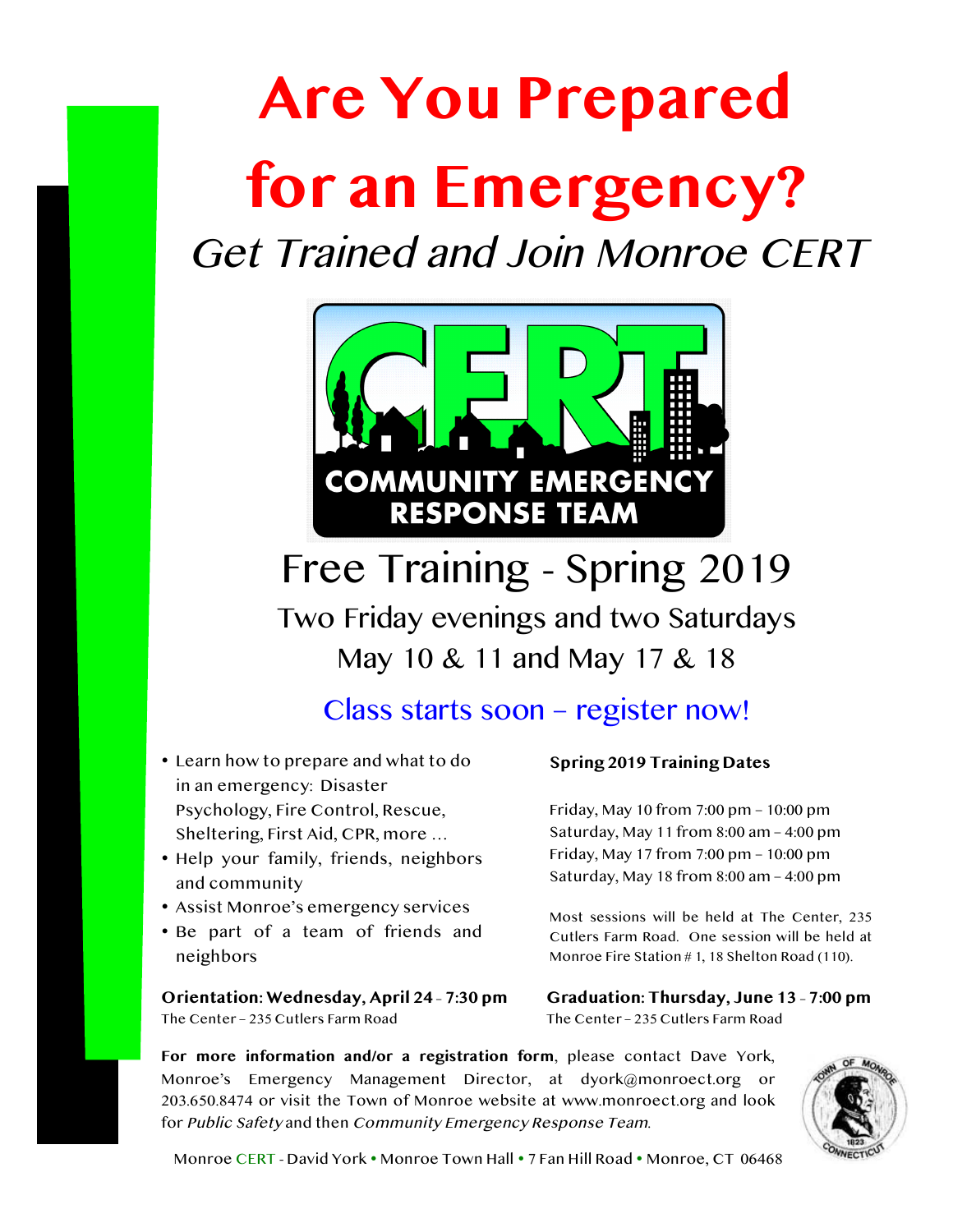# Are You Prepared for an Emergency?

*Get Trained and Join Monroe CERT*

COMMUNITY EMERGENCY RESPONSE TEAM

## Free Training - Spring 2019

Two Friday evenings and two Saturdays

May 10 & 11 and May 17 & 18

Class starts soon – register now!

- Learn how to prepare and what to do in an emergency: Disaster Psychology, Fire Control, Rescue, Sheltering, First Aid, CPR, more …
- Help your family, friends, neighbors and community
- Assist Monroe's emergency services
- Be part of a team of friends and neighbors

**Orientation: Wednesday, April 24 - 7:30 pm**
The Center – 235 Cutlers Farm Road

**Spring 2019 Training Dates**

Friday, May 10 from 7:00 pm – 10:00 pm
Saturday, May 11 from 8:00 am – 4:00 pm
Friday, May 17 from 7:00 pm – 10:00 pm
Saturday, May 18 from 8:00 am – 4:00 pm

Most sessions will be held at The Center, 235 Cutlers Farm Road. One session will be held at Monroe Fire Station # 1, 18 Shelton Road (110).

**Graduation: Thursday, June 13 - 7:00 pm**
The Center – 235 Cutlers Farm Road

**For more information and/or a registration form**, please contact Dave York, Monroe's Emergency Management Director, at dyork@monroect.org or 203.650.8474 or visit the Town of Monroe website at www.monroect.org and look for *Public Safety* and then *Community Emergency Response Team*.

Monroe CERT - David York • Monroe Town Hall • 7 Fan Hill Road • Monroe, CT 06468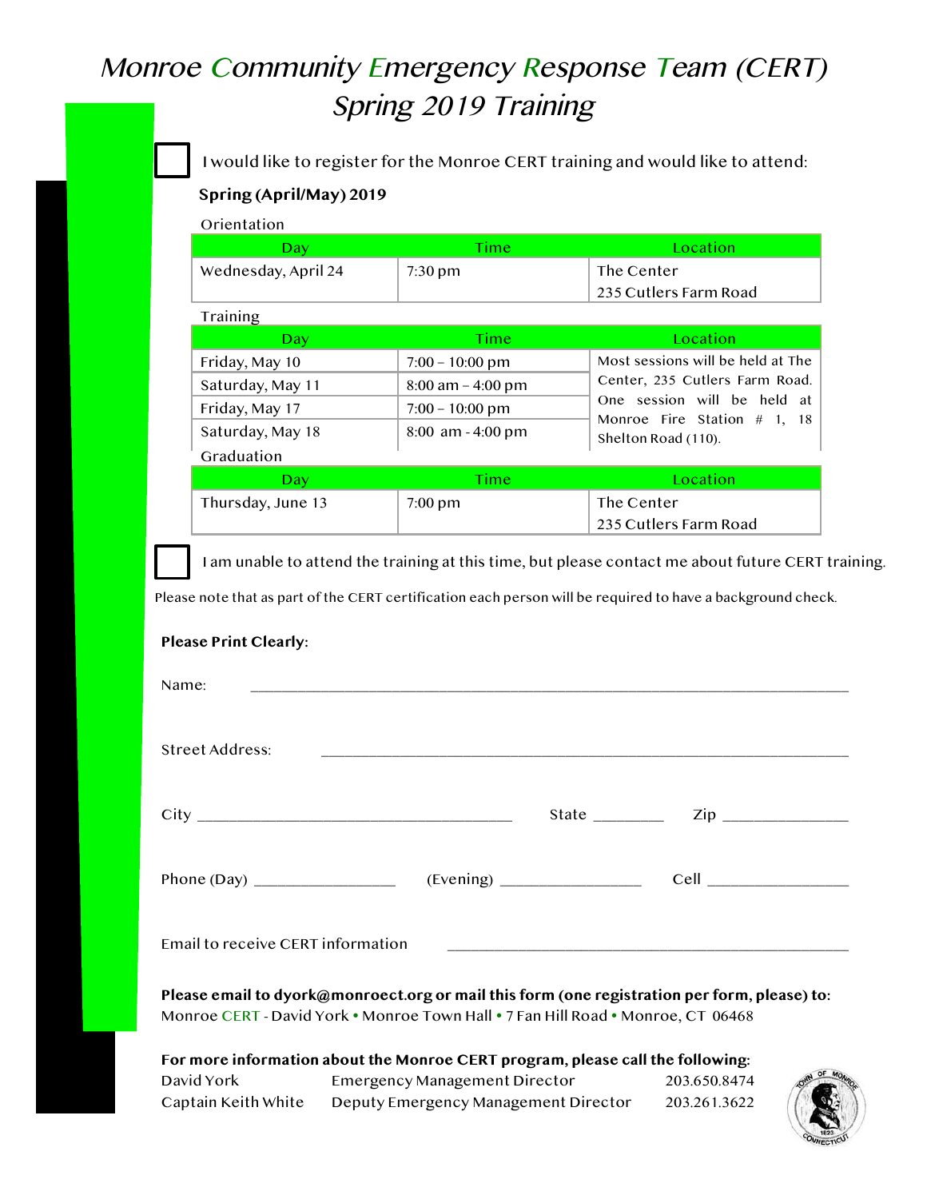# Monroe Community Emergency Response Team (CERT)
## Spring 2019 Training

☐ I would like to register for the Monroe CERT training and would like to attend:

**Spring (April/May) 2019**

Orientation

| Day | Time | Location |
|---|---|---|
| Wednesday, April 24 | 7:30 pm | The Center<br>235 Cutlers Farm Road |

Training

| Day | Time | Location |
|---|---|---|
| Friday, May 10 | 7:00 – 10:00 pm | Most sessions will be held at The Center, 235 Cutlers Farm Road. One session will be held at Monroe Fire Station # 1, 18 Shelton Road (110). |
| Saturday, May 11 | 8:00 am – 4:00 pm | |
| Friday, May 17 | 7:00 – 10:00 pm | |
| Saturday, May 18 | 8:00 am - 4:00 pm | |

Graduation

| Day | Time | Location |
|---|---|---|
| Thursday, June 13 | 7:00 pm | The Center<br>235 Cutlers Farm Road |

☐ I am unable to attend the training at this time, but please contact me about future CERT training.

Please note that as part of the CERT certification each person will be required to have a background check.

**Please Print Clearly:**

Name: ____________________________________________________________

Street Address: ____________________________________________________________

City ______________________________ State ________ Zip ______________

Phone (Day) ________________ (Evening) ________________ Cell ________________

Email to receive CERT information ________________________________________

**Please email to dyork@monroect.org or mail this form (one registration per form, please) to:**
Monroe CERT - David York • Monroe Town Hall • 7 Fan Hill Road • Monroe, CT 06468

**For more information about the Monroe CERT program, please call the following:**

| | | |
|---|---|---|
| David York | Emergency Management Director | 203.650.8474 |
| Captain Keith White | Deputy Emergency Management Director | 203.261.3622 |